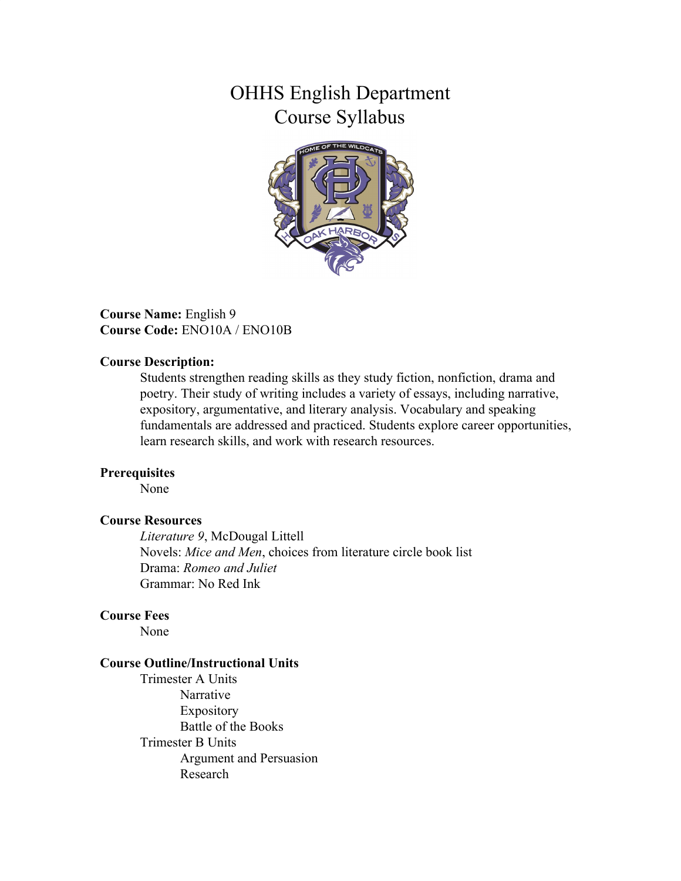# OHHS English Department
# Course Syllabus

**Course Name:** English 9
**Course Code:** ENO10A / ENO10B

**Course Description:**

Students strengthen reading skills as they study fiction, nonfiction, drama and poetry. Their study of writing includes a variety of essays, including narrative, expository, argumentative, and literary analysis. Vocabulary and speaking fundamentals are addressed and practiced. Students explore career opportunities, learn research skills, and work with research resources.

**Prerequisites**

None

**Course Resources**

*Literature 9*, McDougal Littell
Novels: *Mice and Men*, choices from literature circle book list
Drama: *Romeo and Juliet*
Grammar: No Red Ink

**Course Fees**

None

**Course Outline/Instructional Units**

- Trimester A Units
  - Narrative
  - Expository
  - Battle of the Books
- Trimester B Units
  - Argument and Persuasion
  - Research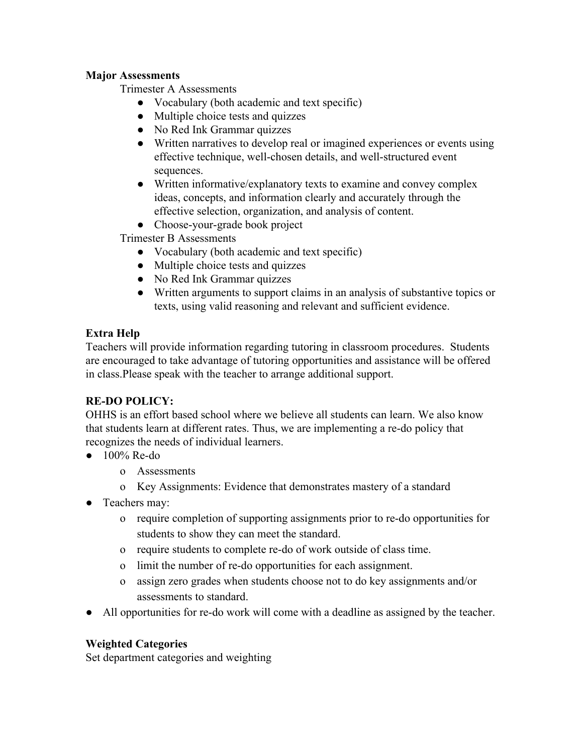**Major Assessments**

Trimester A Assessments

- Vocabulary (both academic and text specific)
- Multiple choice tests and quizzes
- No Red Ink Grammar quizzes
- Written narratives to develop real or imagined experiences or events using effective technique, well-chosen details, and well-structured event sequences.
- Written informative/explanatory texts to examine and convey complex ideas, concepts, and information clearly and accurately through the effective selection, organization, and analysis of content.
- Choose-your-grade book project

Trimester B Assessments

- Vocabulary (both academic and text specific)
- Multiple choice tests and quizzes
- No Red Ink Grammar quizzes
- Written arguments to support claims in an analysis of substantive topics or texts, using valid reasoning and relevant and sufficient evidence.

**Extra Help**

Teachers will provide information regarding tutoring in classroom procedures. Students are encouraged to take advantage of tutoring opportunities and assistance will be offered in class.Please speak with the teacher to arrange additional support.

**RE-DO POLICY:**

OHHS is an effort based school where we believe all students can learn. We also know that students learn at different rates. Thus, we are implementing a re-do policy that recognizes the needs of individual learners.

- 100% Re-do
  - Assessments
  - Key Assignments: Evidence that demonstrates mastery of a standard
- Teachers may:
  - require completion of supporting assignments prior to re-do opportunities for students to show they can meet the standard.
  - require students to complete re-do of work outside of class time.
  - limit the number of re-do opportunities for each assignment.
  - assign zero grades when students choose not to do key assignments and/or assessments to standard.
- All opportunities for re-do work will come with a deadline as assigned by the teacher.

**Weighted Categories**

Set department categories and weighting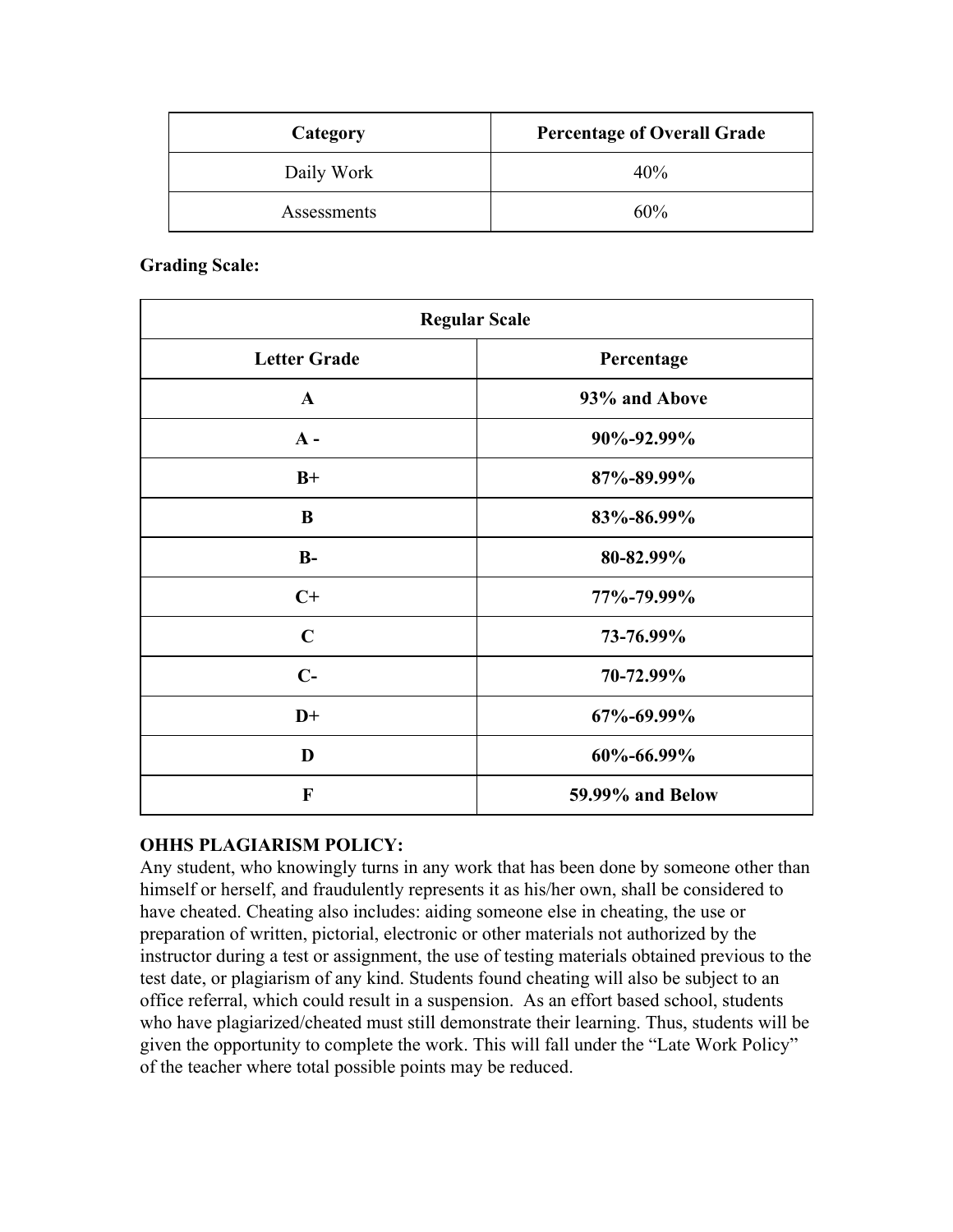| Category | Percentage of Overall Grade |
|---|---|
| Daily Work | 40% |
| Assessments | 60% |

**Grading Scale:**

| Regular Scale | |
|---|---|
| **Letter Grade** | **Percentage** |
| **A** | **93% and Above** |
| **A -** | **90%-92.99%** |
| **B+** | **87%-89.99%** |
| **B** | **83%-86.99%** |
| **B-** | **80-82.99%** |
| **C+** | **77%-79.99%** |
| **C** | **73-76.99%** |
| **C-** | **70-72.99%** |
| **D+** | **67%-69.99%** |
| **D** | **60%-66.99%** |
| **F** | **59.99% and Below** |

**OHHS PLAGIARISM POLICY:**

Any student, who knowingly turns in any work that has been done by someone other than himself or herself, and fraudulently represents it as his/her own, shall be considered to have cheated. Cheating also includes: aiding someone else in cheating, the use or preparation of written, pictorial, electronic or other materials not authorized by the instructor during a test or assignment, the use of testing materials obtained previous to the test date, or plagiarism of any kind. Students found cheating will also be subject to an office referral, which could result in a suspension. As an effort based school, students who have plagiarized/cheated must still demonstrate their learning. Thus, students will be given the opportunity to complete the work. This will fall under the "Late Work Policy" of the teacher where total possible points may be reduced.